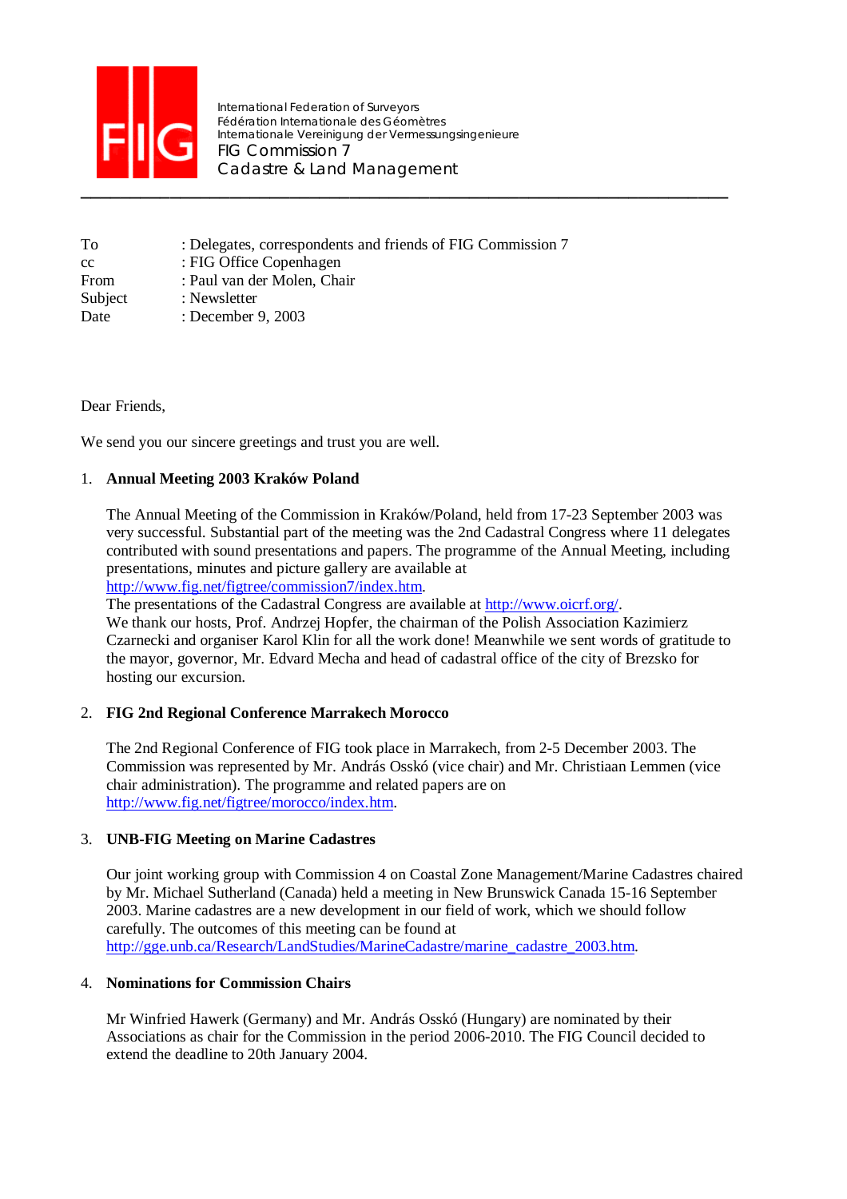International Federation of Surveyors
Fédération Internationale des Géomètres
Internationale Vereinigung der Vermessungsingenieure
FIG Commission 7
Cadastre & Land Management

---

| | |
|---|---|
| To | : Delegates, correspondents and friends of FIG Commission 7 |
| cc | : FIG Office Copenhagen |
| From | : Paul van der Molen, Chair |
| Subject | : Newsletter |
| Date | : December 9, 2003 |

Dear Friends,

We send you our sincere greetings and trust you are well.

1. **Annual Meeting 2003 Kraków Poland**

   The Annual Meeting of the Commission in Kraków/Poland, held from 17-23 September 2003 was very successful. Substantial part of the meeting was the 2nd Cadastral Congress where 11 delegates contributed with sound presentations and papers. The programme of the Annual Meeting, including presentations, minutes and picture gallery are available at http://www.fig.net/figtree/commission7/index.htm.
   The presentations of the Cadastral Congress are available at http://www.oicrf.org/.
   We thank our hosts, Prof. Andrzej Hopfer, the chairman of the Polish Association Kazimierz Czarnecki and organiser Karol Klin for all the work done! Meanwhile we sent words of gratitude to the mayor, governor, Mr. Edvard Mecha and head of cadastral office of the city of Brezsko for hosting our excursion.

2. **FIG 2nd Regional Conference Marrakech Morocco**

   The 2nd Regional Conference of FIG took place in Marrakech, from 2-5 December 2003. The Commission was represented by Mr. András Osskó (vice chair) and Mr. Christiaan Lemmen (vice chair administration). The programme and related papers are on http://www.fig.net/figtree/morocco/index.htm.

3. **UNB-FIG Meeting on Marine Cadastres**

   Our joint working group with Commission 4 on Coastal Zone Management/Marine Cadastres chaired by Mr. Michael Sutherland (Canada) held a meeting in New Brunswick Canada 15-16 September 2003. Marine cadastres are a new development in our field of work, which we should follow carefully. The outcomes of this meeting can be found at http://gge.unb.ca/Research/LandStudies/MarineCadastre/marine_cadastre_2003.htm.

4. **Nominations for Commission Chairs**

   Mr Winfried Hawerk (Germany) and Mr. András Osskó (Hungary) are nominated by their Associations as chair for the Commission in the period 2006-2010. The FIG Council decided to extend the deadline to 20th January 2004.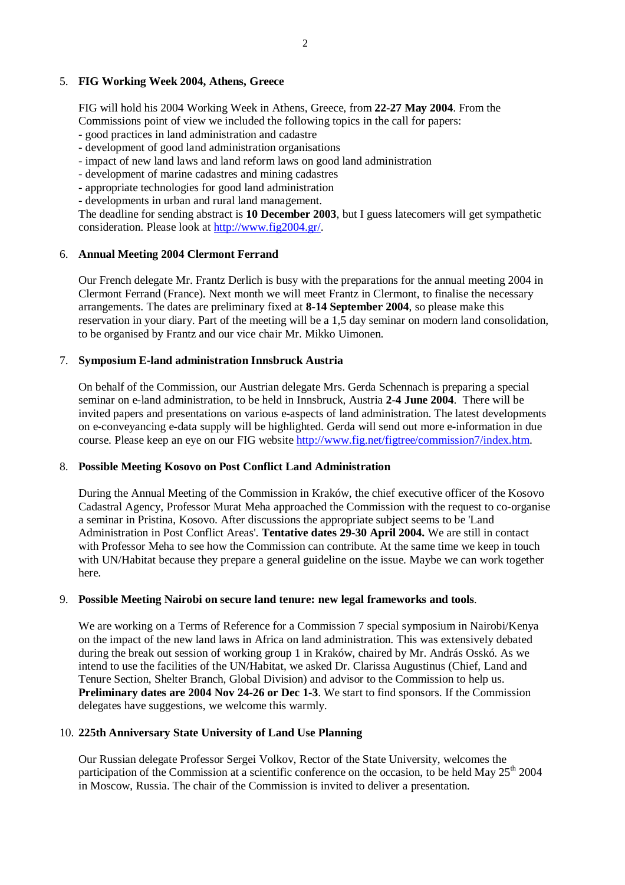5. **FIG Working Week 2004, Athens, Greece**

   FIG will hold his 2004 Working Week in Athens, Greece, from **22-27 May 2004**. From the Commissions point of view we included the following topics in the call for papers:
   - good practices in land administration and cadastre
   - development of good land administration organisations
   - impact of new land laws and land reform laws on good land administration
   - development of marine cadastres and mining cadastres
   - appropriate technologies for good land administration
   - developments in urban and rural land management.

   The deadline for sending abstract is **10 December 2003**, but I guess latecomers will get sympathetic consideration. Please look at http://www.fig2004.gr/.

6. **Annual Meeting 2004 Clermont Ferrand**

   Our French delegate Mr. Frantz Derlich is busy with the preparations for the annual meeting 2004 in Clermont Ferrand (France). Next month we will meet Frantz in Clermont, to finalise the necessary arrangements. The dates are preliminary fixed at **8-14 September 2004**, so please make this reservation in your diary. Part of the meeting will be a 1,5 day seminar on modern land consolidation, to be organised by Frantz and our vice chair Mr. Mikko Uimonen.

7. **Symposium E-land administration Innsbruck Austria**

   On behalf of the Commission, our Austrian delegate Mrs. Gerda Schennach is preparing a special seminar on e-land administration, to be held in Innsbruck, Austria **2-4 June 2004**. There will be invited papers and presentations on various e-aspects of land administration. The latest developments on e-conveyancing e-data supply will be highlighted. Gerda will send out more e-information in due course. Please keep an eye on our FIG website http://www.fig.net/figtree/commission7/index.htm.

8. **Possible Meeting Kosovo on Post Conflict Land Administration**

   During the Annual Meeting of the Commission in Kraków, the chief executive officer of the Kosovo Cadastral Agency, Professor Murat Meha approached the Commission with the request to co-organise a seminar in Pristina, Kosovo. After discussions the appropriate subject seems to be 'Land Administration in Post Conflict Areas'. **Tentative dates 29-30 April 2004.** We are still in contact with Professor Meha to see how the Commission can contribute. At the same time we keep in touch with UN/Habitat because they prepare a general guideline on the issue. Maybe we can work together here.

9. **Possible Meeting Nairobi on secure land tenure: new legal frameworks and tools**.

   We are working on a Terms of Reference for a Commission 7 special symposium in Nairobi/Kenya on the impact of the new land laws in Africa on land administration. This was extensively debated during the break out session of working group 1 in Kraków, chaired by Mr. András Osskó. As we intend to use the facilities of the UN/Habitat, we asked Dr. Clarissa Augustinus (Chief, Land and Tenure Section, Shelter Branch, Global Division) and advisor to the Commission to help us. **Preliminary dates are 2004 Nov 24-26 or Dec 1-3**. We start to find sponsors. If the Commission delegates have suggestions, we welcome this warmly.

10. **225th Anniversary State University of Land Use Planning**

    Our Russian delegate Professor Sergei Volkov, Rector of the State University, welcomes the participation of the Commission at a scientific conference on the occasion, to be held May 25th 2004 in Moscow, Russia. The chair of the Commission is invited to deliver a presentation.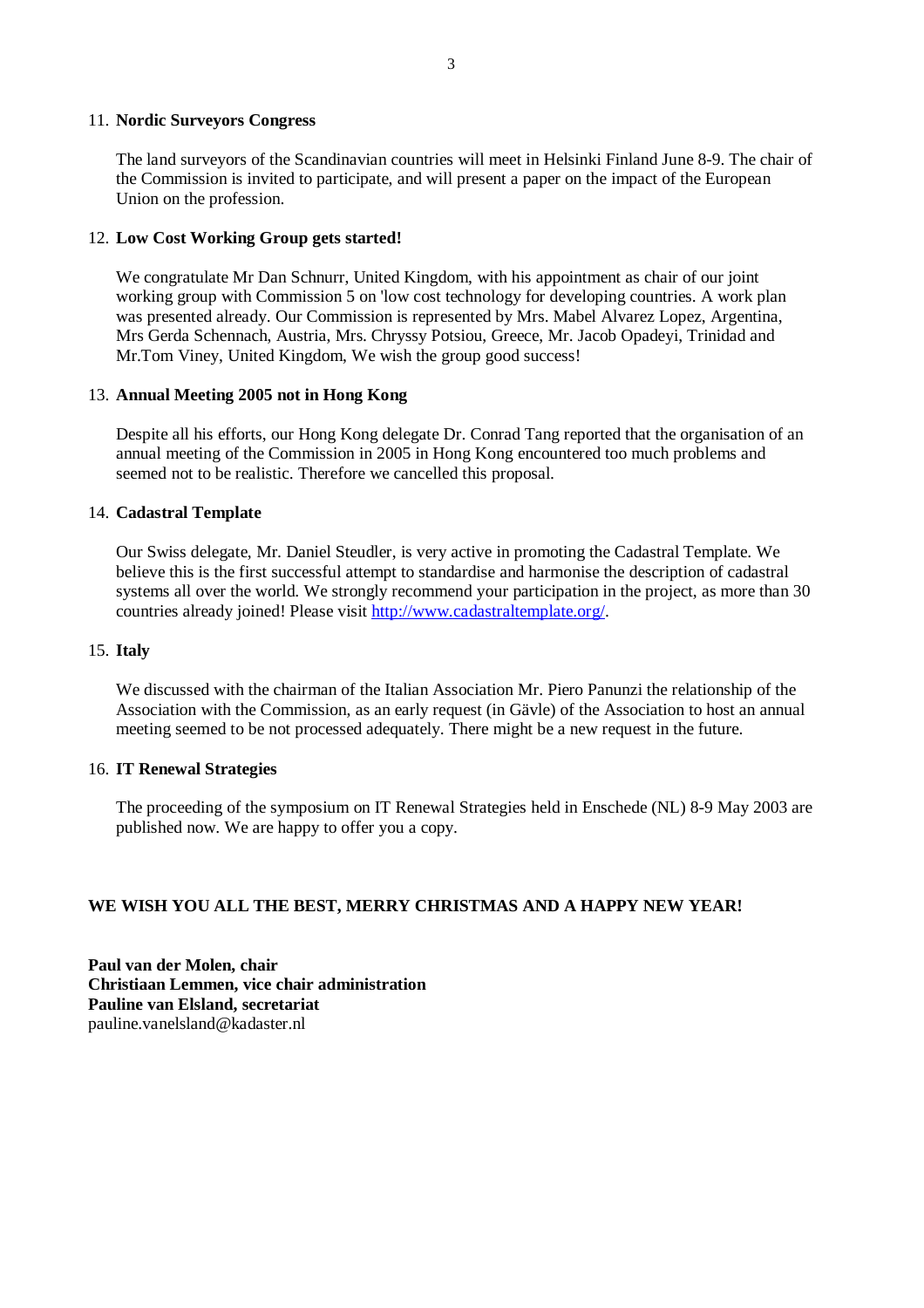11. **Nordic Surveyors Congress**

    The land surveyors of the Scandinavian countries will meet in Helsinki Finland June 8-9. The chair of the Commission is invited to participate, and will present a paper on the impact of the European Union on the profession.

12. **Low Cost Working Group gets started!**

    We congratulate Mr Dan Schnurr, United Kingdom, with his appointment as chair of our joint working group with Commission 5 on 'low cost technology for developing countries. A work plan was presented already. Our Commission is represented by Mrs. Mabel Alvarez Lopez, Argentina, Mrs Gerda Schennach, Austria, Mrs. Chryssy Potsiou, Greece, Mr. Jacob Opadeyi, Trinidad and Mr.Tom Viney, United Kingdom, We wish the group good success!

13. **Annual Meeting 2005 not in Hong Kong**

    Despite all his efforts, our Hong Kong delegate Dr. Conrad Tang reported that the organisation of an annual meeting of the Commission in 2005 in Hong Kong encountered too much problems and seemed not to be realistic. Therefore we cancelled this proposal.

14. **Cadastral Template**

    Our Swiss delegate, Mr. Daniel Steudler, is very active in promoting the Cadastral Template. We believe this is the first successful attempt to standardise and harmonise the description of cadastral systems all over the world. We strongly recommend your participation in the project, as more than 30 countries already joined! Please visit http://www.cadastraltemplate.org/.

15. **Italy**

    We discussed with the chairman of the Italian Association Mr. Piero Panunzi the relationship of the Association with the Commission, as an early request (in Gävle) of the Association to host an annual meeting seemed to be not processed adequately. There might be a new request in the future.

16. **IT Renewal Strategies**

    The proceeding of the symposium on IT Renewal Strategies held in Enschede (NL) 8-9 May 2003 are published now. We are happy to offer you a copy.

**WE WISH YOU ALL THE BEST, MERRY CHRISTMAS AND A HAPPY NEW YEAR!**

**Paul van der Molen, chair**
**Christiaan Lemmen, vice chair administration**
**Pauline van Elsland, secretariat**
pauline.vanelsland@kadaster.nl